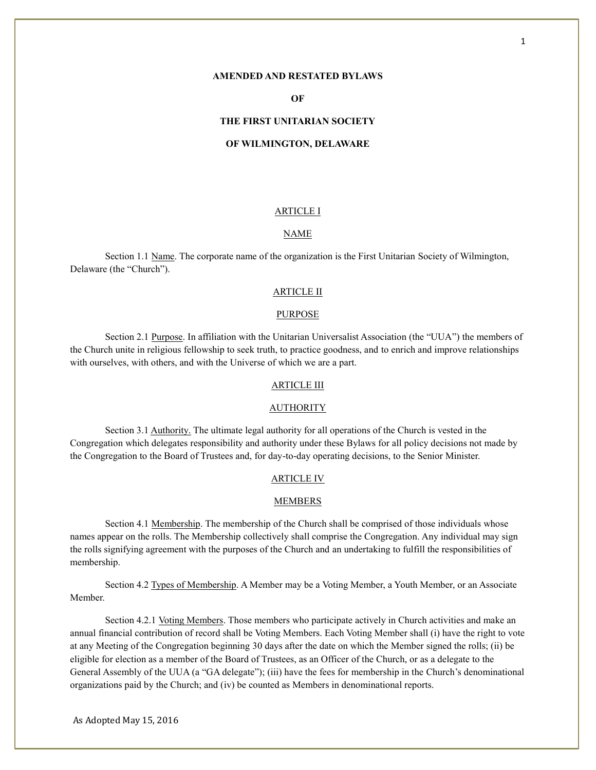# AMENDED AND RESTATED BYLAWS

# OF

# THE FIRST UNITARIAN SOCIETY

# OF WILMINGTON, DELAWARE

## ARTICLE I

## NAME

Section 1.1 Name. The corporate name of the organization is the First Unitarian Society of Wilmington, Delaware (the "Church").

## ARTICLE II

## PURPOSE

Section 2.1 Purpose. In affiliation with the Unitarian Universalist Association (the "UUA") the members of the Church unite in religious fellowship to seek truth, to practice goodness, and to enrich and improve relationships with ourselves, with others, and with the Universe of which we are a part.

## ARTICLE III

## AUTHORITY

Section 3.1 Authority. The ultimate legal authority for all operations of the Church is vested in the Congregation which delegates responsibility and authority under these Bylaws for all policy decisions not made by the Congregation to the Board of Trustees and, for day-to-day operating decisions, to the Senior Minister.

## ARTICLE IV

## MEMBERS

Section 4.1 Membership. The membership of the Church shall be comprised of those individuals whose names appear on the rolls. The Membership collectively shall comprise the Congregation. Any individual may sign the rolls signifying agreement with the purposes of the Church and an undertaking to fulfill the responsibilities of membership.

Section 4.2 Types of Membership. A Member may be a Voting Member, a Youth Member, or an Associate Member.

Section 4.2.1 Voting Members. Those members who participate actively in Church activities and make an annual financial contribution of record shall be Voting Members. Each Voting Member shall (i) have the right to vote at any Meeting of the Congregation beginning 30 days after the date on which the Member signed the rolls; (ii) be eligible for election as a member of the Board of Trustees, as an Officer of the Church, or as a delegate to the General Assembly of the UUA (a "GA delegate"); (iii) have the fees for membership in the Church's denominational organizations paid by the Church; and (iv) be counted as Members in denominational reports.

As Adopted May 15, 2016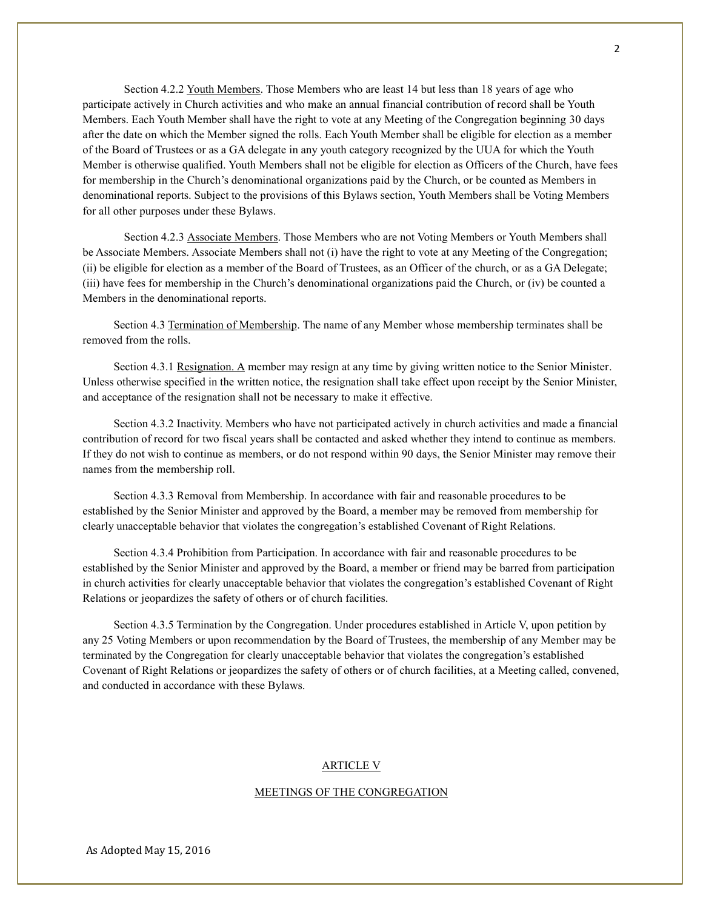Section 4.2.2 Youth Members. Those Members who are least 14 but less than 18 years of age who participate actively in Church activities and who make an annual financial contribution of record shall be Youth Members. Each Youth Member shall have the right to vote at any Meeting of the Congregation beginning 30 days after the date on which the Member signed the rolls. Each Youth Member shall be eligible for election as a member of the Board of Trustees or as a GA delegate in any youth category recognized by the UUA for which the Youth Member is otherwise qualified. Youth Members shall not be eligible for election as Officers of the Church, have fees for membership in the Church's denominational organizations paid by the Church, or be counted as Members in denominational reports. Subject to the provisions of this Bylaws section, Youth Members shall be Voting Members for all other purposes under these Bylaws.

Section 4.2.3 Associate Members. Those Members who are not Voting Members or Youth Members shall be Associate Members. Associate Members shall not (i) have the right to vote at any Meeting of the Congregation; (ii) be eligible for election as a member of the Board of Trustees, as an Officer of the church, or as a GA Delegate; (iii) have fees for membership in the Church's denominational organizations paid the Church, or (iv) be counted a Members in the denominational reports.

Section 4.3 Termination of Membership. The name of any Member whose membership terminates shall be removed from the rolls.

Section 4.3.1 Resignation. A member may resign at any time by giving written notice to the Senior Minister. Unless otherwise specified in the written notice, the resignation shall take effect upon receipt by the Senior Minister, and acceptance of the resignation shall not be necessary to make it effective.

Section 4.3.2 Inactivity. Members who have not participated actively in church activities and made a financial contribution of record for two fiscal years shall be contacted and asked whether they intend to continue as members. If they do not wish to continue as members, or do not respond within 90 days, the Senior Minister may remove their names from the membership roll.

Section 4.3.3 Removal from Membership. In accordance with fair and reasonable procedures to be established by the Senior Minister and approved by the Board, a member may be removed from membership for clearly unacceptable behavior that violates the congregation's established Covenant of Right Relations.

Section 4.3.4 Prohibition from Participation. In accordance with fair and reasonable procedures to be established by the Senior Minister and approved by the Board, a member or friend may be barred from participation in church activities for clearly unacceptable behavior that violates the congregation's established Covenant of Right Relations or jeopardizes the safety of others or of church facilities.

Section 4.3.5 Termination by the Congregation. Under procedures established in Article V, upon petition by any 25 Voting Members or upon recommendation by the Board of Trustees, the membership of any Member may be terminated by the Congregation for clearly unacceptable behavior that violates the congregation's established Covenant of Right Relations or jeopardizes the safety of others or of church facilities, at a Meeting called, convened, and conducted in accordance with these Bylaws.

## ARTICLE V

## MEETINGS OF THE CONGREGATION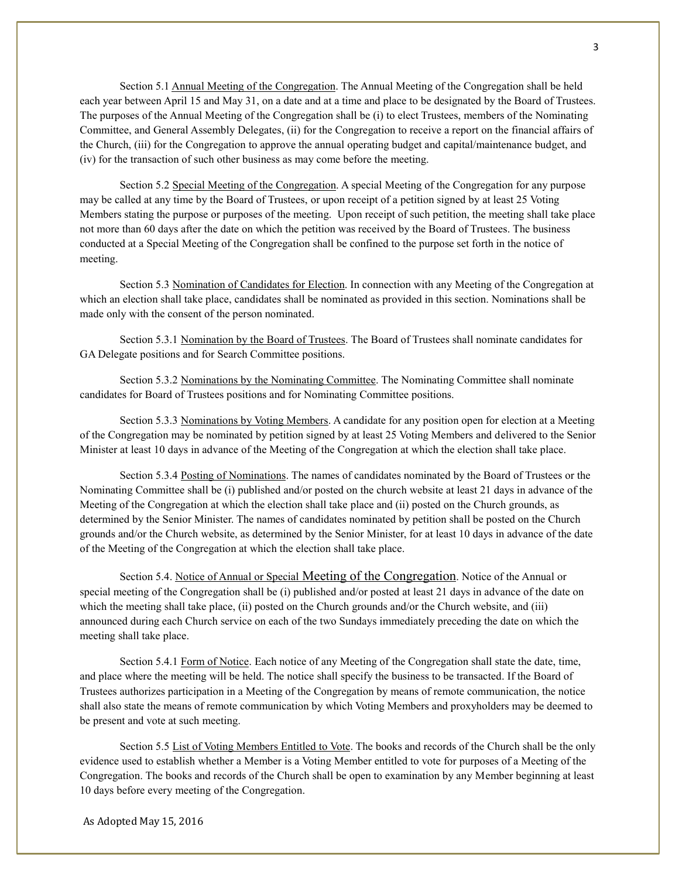Section 5.1 Annual Meeting of the Congregation. The Annual Meeting of the Congregation shall be held each year between April 15 and May 31, on a date and at a time and place to be designated by the Board of Trustees. The purposes of the Annual Meeting of the Congregation shall be (i) to elect Trustees, members of the Nominating Committee, and General Assembly Delegates, (ii) for the Congregation to receive a report on the financial affairs of the Church, (iii) for the Congregation to approve the annual operating budget and capital/maintenance budget, and (iv) for the transaction of such other business as may come before the meeting.

Section 5.2 Special Meeting of the Congregation. A special Meeting of the Congregation for any purpose may be called at any time by the Board of Trustees, or upon receipt of a petition signed by at least 25 Voting Members stating the purpose or purposes of the meeting. Upon receipt of such petition, the meeting shall take place not more than 60 days after the date on which the petition was received by the Board of Trustees. The business conducted at a Special Meeting of the Congregation shall be confined to the purpose set forth in the notice of meeting.

Section 5.3 Nomination of Candidates for Election. In connection with any Meeting of the Congregation at which an election shall take place, candidates shall be nominated as provided in this section. Nominations shall be made only with the consent of the person nominated.

Section 5.3.1 Nomination by the Board of Trustees. The Board of Trustees shall nominate candidates for GA Delegate positions and for Search Committee positions.

Section 5.3.2 Nominations by the Nominating Committee. The Nominating Committee shall nominate candidates for Board of Trustees positions and for Nominating Committee positions.

Section 5.3.3 Nominations by Voting Members. A candidate for any position open for election at a Meeting of the Congregation may be nominated by petition signed by at least 25 Voting Members and delivered to the Senior Minister at least 10 days in advance of the Meeting of the Congregation at which the election shall take place.

Section 5.3.4 Posting of Nominations. The names of candidates nominated by the Board of Trustees or the Nominating Committee shall be (i) published and/or posted on the church website at least 21 days in advance of the Meeting of the Congregation at which the election shall take place and (ii) posted on the Church grounds, as determined by the Senior Minister. The names of candidates nominated by petition shall be posted on the Church grounds and/or the Church website, as determined by the Senior Minister, for at least 10 days in advance of the date of the Meeting of the Congregation at which the election shall take place.

Section 5.4. Notice of Annual or Special Meeting of the Congregation. Notice of the Annual or special meeting of the Congregation shall be (i) published and/or posted at least 21 days in advance of the date on which the meeting shall take place, (ii) posted on the Church grounds and/or the Church website, and (iii) announced during each Church service on each of the two Sundays immediately preceding the date on which the meeting shall take place.

Section 5.4.1 Form of Notice. Each notice of any Meeting of the Congregation shall state the date, time, and place where the meeting will be held. The notice shall specify the business to be transacted. If the Board of Trustees authorizes participation in a Meeting of the Congregation by means of remote communication, the notice shall also state the means of remote communication by which Voting Members and proxyholders may be deemed to be present and vote at such meeting.

Section 5.5 List of Voting Members Entitled to Vote. The books and records of the Church shall be the only evidence used to establish whether a Member is a Voting Member entitled to vote for purposes of a Meeting of the Congregation. The books and records of the Church shall be open to examination by any Member beginning at least 10 days before every meeting of the Congregation.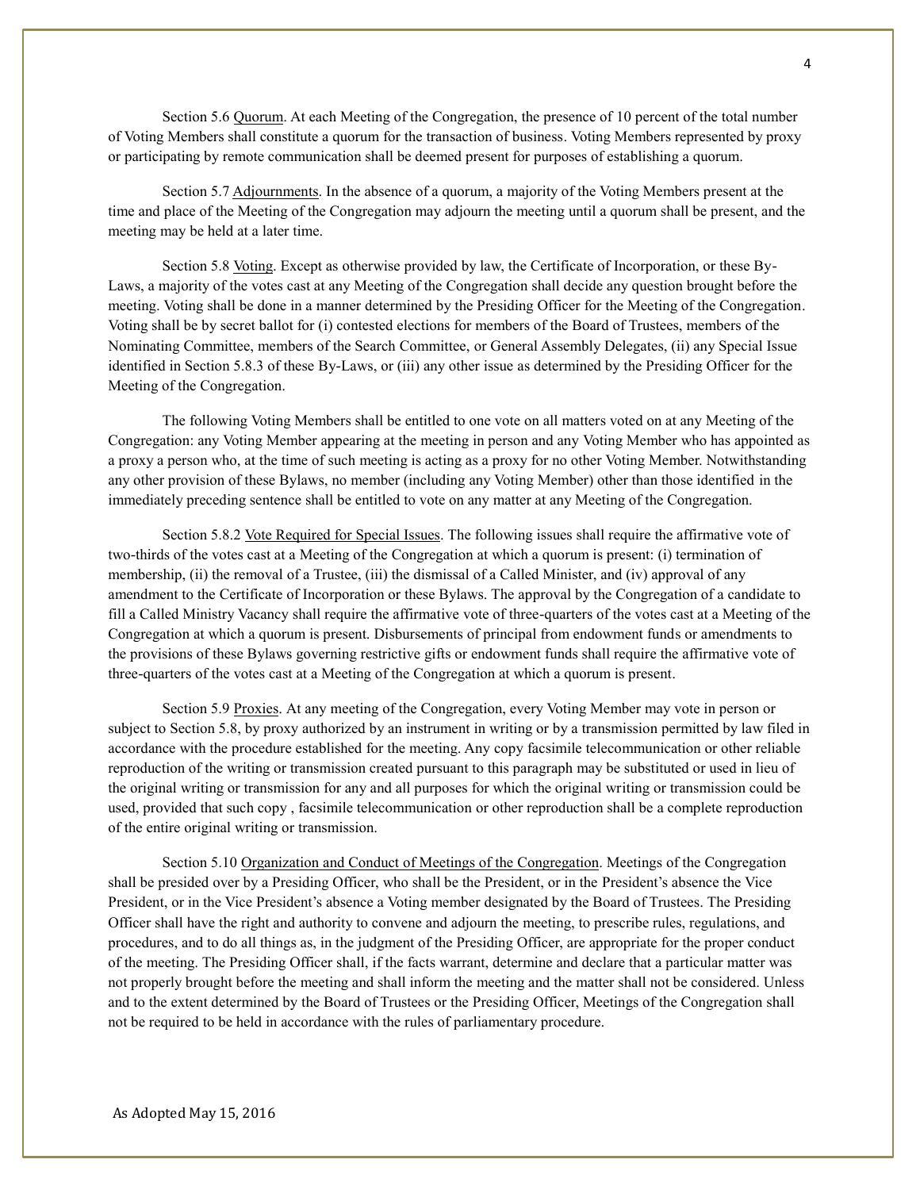Section 5.6 Quorum. At each Meeting of the Congregation, the presence of 10 percent of the total number of Voting Members shall constitute a quorum for the transaction of business. Voting Members represented by proxy or participating by remote communication shall be deemed present for purposes of establishing a quorum.

Section 5.7 Adjournments. In the absence of a quorum, a majority of the Voting Members present at the time and place of the Meeting of the Congregation may adjourn the meeting until a quorum shall be present, and the meeting may be held at a later time.

Section 5.8 Voting. Except as otherwise provided by law, the Certificate of Incorporation, or these By-Laws, a majority of the votes cast at any Meeting of the Congregation shall decide any question brought before the meeting. Voting shall be done in a manner determined by the Presiding Officer for the Meeting of the Congregation. Voting shall be by secret ballot for (i) contested elections for members of the Board of Trustees, members of the Nominating Committee, members of the Search Committee, or General Assembly Delegates, (ii) any Special Issue identified in Section 5.8.3 of these By-Laws, or (iii) any other issue as determined by the Presiding Officer for the Meeting of the Congregation.

The following Voting Members shall be entitled to one vote on all matters voted on at any Meeting of the Congregation: any Voting Member appearing at the meeting in person and any Voting Member who has appointed as a proxy a person who, at the time of such meeting is acting as a proxy for no other Voting Member. Notwithstanding any other provision of these Bylaws, no member (including any Voting Member) other than those identified in the immediately preceding sentence shall be entitled to vote on any matter at any Meeting of the Congregation.

Section 5.8.2 Vote Required for Special Issues. The following issues shall require the affirmative vote of two-thirds of the votes cast at a Meeting of the Congregation at which a quorum is present: (i) termination of membership, (ii) the removal of a Trustee, (iii) the dismissal of a Called Minister, and (iv) approval of any amendment to the Certificate of Incorporation or these Bylaws. The approval by the Congregation of a candidate to fill a Called Ministry Vacancy shall require the affirmative vote of three-quarters of the votes cast at a Meeting of the Congregation at which a quorum is present. Disbursements of principal from endowment funds or amendments to the provisions of these Bylaws governing restrictive gifts or endowment funds shall require the affirmative vote of three-quarters of the votes cast at a Meeting of the Congregation at which a quorum is present.

Section 5.9 Proxies. At any meeting of the Congregation, every Voting Member may vote in person or subject to Section 5.8, by proxy authorized by an instrument in writing or by a transmission permitted by law filed in accordance with the procedure established for the meeting. Any copy facsimile telecommunication or other reliable reproduction of the writing or transmission created pursuant to this paragraph may be substituted or used in lieu of the original writing or transmission for any and all purposes for which the original writing or transmission could be used, provided that such copy , facsimile telecommunication or other reproduction shall be a complete reproduction of the entire original writing or transmission.

Section 5.10 Organization and Conduct of Meetings of the Congregation. Meetings of the Congregation shall be presided over by a Presiding Officer, who shall be the President, or in the President's absence the Vice President, or in the Vice President's absence a Voting member designated by the Board of Trustees. The Presiding Officer shall have the right and authority to convene and adjourn the meeting, to prescribe rules, regulations, and procedures, and to do all things as, in the judgment of the Presiding Officer, are appropriate for the proper conduct of the meeting. The Presiding Officer shall, if the facts warrant, determine and declare that a particular matter was not properly brought before the meeting and shall inform the meeting and the matter shall not be considered. Unless and to the extent determined by the Board of Trustees or the Presiding Officer, Meetings of the Congregation shall not be required to be held in accordance with the rules of parliamentary procedure.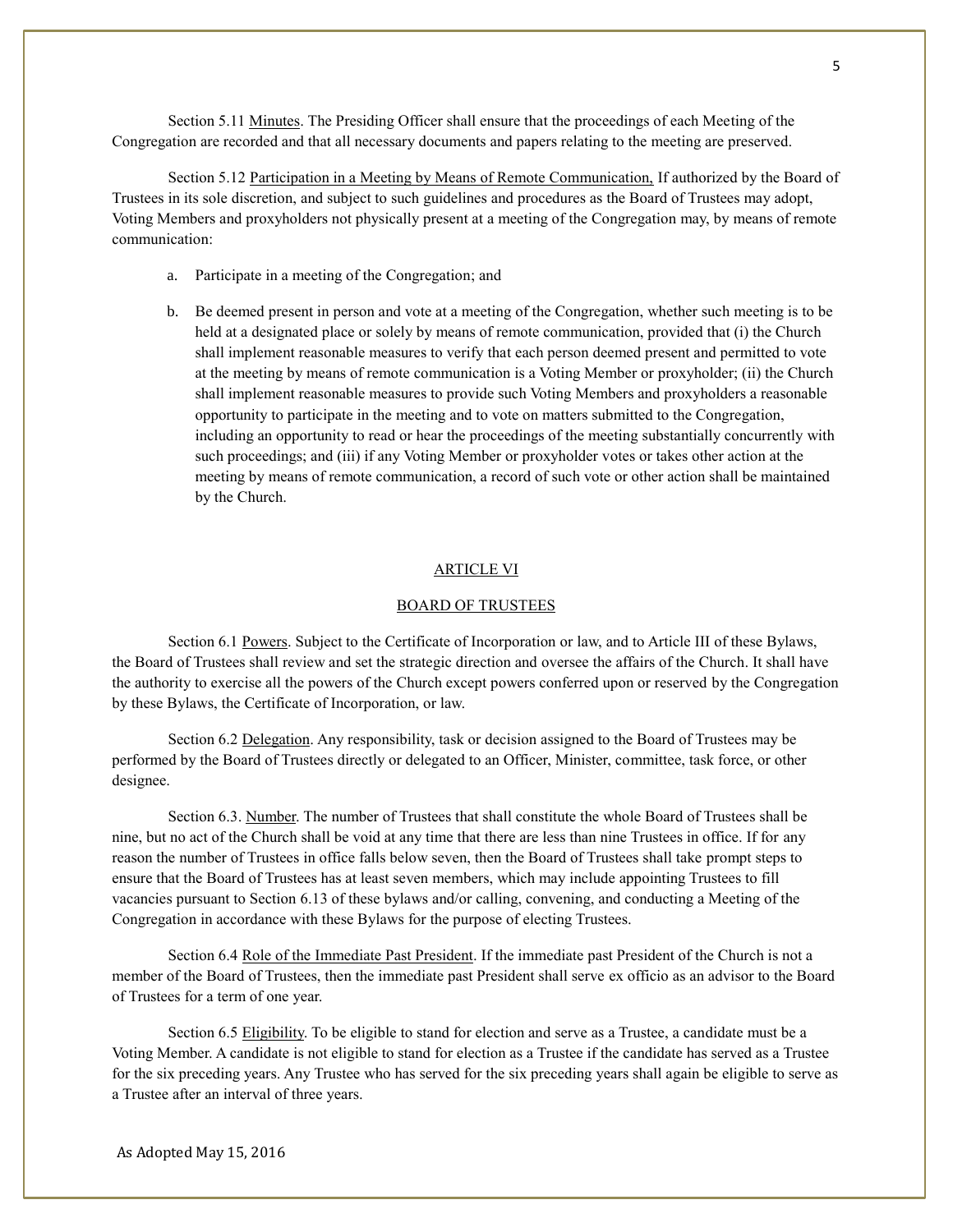Section 5.11 Minutes. The Presiding Officer shall ensure that the proceedings of each Meeting of the Congregation are recorded and that all necessary documents and papers relating to the meeting are preserved.

Section 5.12 Participation in a Meeting by Means of Remote Communication, If authorized by the Board of Trustees in its sole discretion, and subject to such guidelines and procedures as the Board of Trustees may adopt, Voting Members and proxyholders not physically present at a meeting of the Congregation may, by means of remote communication:

a. Participate in a meeting of the Congregation; and

b. Be deemed present in person and vote at a meeting of the Congregation, whether such meeting is to be held at a designated place or solely by means of remote communication, provided that (i) the Church shall implement reasonable measures to verify that each person deemed present and permitted to vote at the meeting by means of remote communication is a Voting Member or proxyholder; (ii) the Church shall implement reasonable measures to provide such Voting Members and proxyholders a reasonable opportunity to participate in the meeting and to vote on matters submitted to the Congregation, including an opportunity to read or hear the proceedings of the meeting substantially concurrently with such proceedings; and (iii) if any Voting Member or proxyholder votes or takes other action at the meeting by means of remote communication, a record of such vote or other action shall be maintained by the Church.

## ARTICLE VI

## BOARD OF TRUSTEES

Section 6.1 Powers. Subject to the Certificate of Incorporation or law, and to Article III of these Bylaws, the Board of Trustees shall review and set the strategic direction and oversee the affairs of the Church. It shall have the authority to exercise all the powers of the Church except powers conferred upon or reserved by the Congregation by these Bylaws, the Certificate of Incorporation, or law.

Section 6.2 Delegation. Any responsibility, task or decision assigned to the Board of Trustees may be performed by the Board of Trustees directly or delegated to an Officer, Minister, committee, task force, or other designee.

Section 6.3. Number. The number of Trustees that shall constitute the whole Board of Trustees shall be nine, but no act of the Church shall be void at any time that there are less than nine Trustees in office. If for any reason the number of Trustees in office falls below seven, then the Board of Trustees shall take prompt steps to ensure that the Board of Trustees has at least seven members, which may include appointing Trustees to fill vacancies pursuant to Section 6.13 of these bylaws and/or calling, convening, and conducting a Meeting of the Congregation in accordance with these Bylaws for the purpose of electing Trustees.

Section 6.4 Role of the Immediate Past President. If the immediate past President of the Church is not a member of the Board of Trustees, then the immediate past President shall serve ex officio as an advisor to the Board of Trustees for a term of one year.

Section 6.5 Eligibility. To be eligible to stand for election and serve as a Trustee, a candidate must be a Voting Member. A candidate is not eligible to stand for election as a Trustee if the candidate has served as a Trustee for the six preceding years. Any Trustee who has served for the six preceding years shall again be eligible to serve as a Trustee after an interval of three years.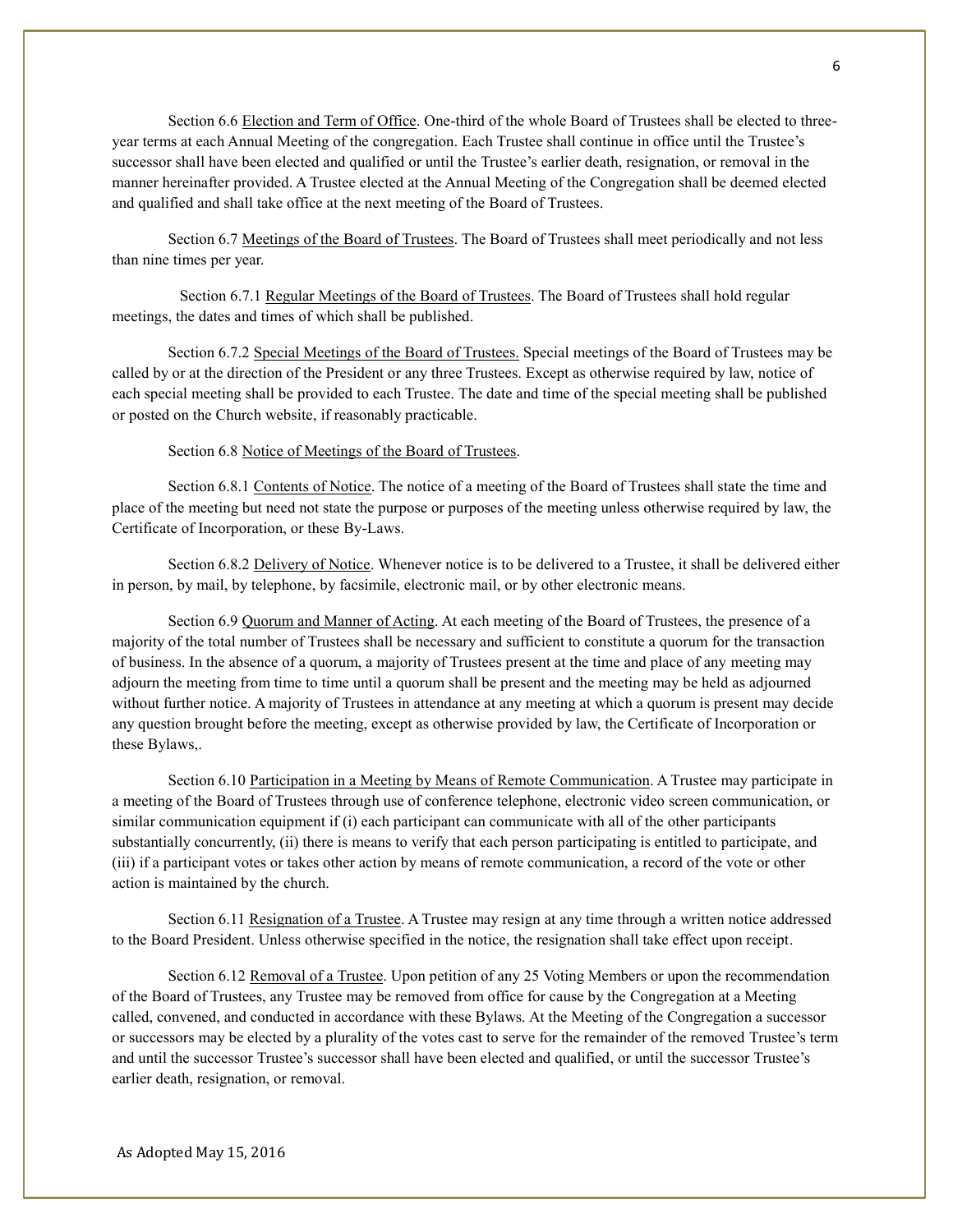Section 6.6 Election and Term of Office. One-third of the whole Board of Trustees shall be elected to three-year terms at each Annual Meeting of the congregation. Each Trustee shall continue in office until the Trustee's successor shall have been elected and qualified or until the Trustee's earlier death, resignation, or removal in the manner hereinafter provided. A Trustee elected at the Annual Meeting of the Congregation shall be deemed elected and qualified and shall take office at the next meeting of the Board of Trustees.

Section 6.7 Meetings of the Board of Trustees. The Board of Trustees shall meet periodically and not less than nine times per year.

Section 6.7.1 Regular Meetings of the Board of Trustees. The Board of Trustees shall hold regular meetings, the dates and times of which shall be published.

Section 6.7.2 Special Meetings of the Board of Trustees. Special meetings of the Board of Trustees may be called by or at the direction of the President or any three Trustees. Except as otherwise required by law, notice of each special meeting shall be provided to each Trustee. The date and time of the special meeting shall be published or posted on the Church website, if reasonably practicable.

Section 6.8 Notice of Meetings of the Board of Trustees.

Section 6.8.1 Contents of Notice. The notice of a meeting of the Board of Trustees shall state the time and place of the meeting but need not state the purpose or purposes of the meeting unless otherwise required by law, the Certificate of Incorporation, or these By-Laws.

Section 6.8.2 Delivery of Notice. Whenever notice is to be delivered to a Trustee, it shall be delivered either in person, by mail, by telephone, by facsimile, electronic mail, or by other electronic means.

Section 6.9 Quorum and Manner of Acting. At each meeting of the Board of Trustees, the presence of a majority of the total number of Trustees shall be necessary and sufficient to constitute a quorum for the transaction of business. In the absence of a quorum, a majority of Trustees present at the time and place of any meeting may adjourn the meeting from time to time until a quorum shall be present and the meeting may be held as adjourned without further notice. A majority of Trustees in attendance at any meeting at which a quorum is present may decide any question brought before the meeting, except as otherwise provided by law, the Certificate of Incorporation or these Bylaws,.

Section 6.10 Participation in a Meeting by Means of Remote Communication. A Trustee may participate in a meeting of the Board of Trustees through use of conference telephone, electronic video screen communication, or similar communication equipment if (i) each participant can communicate with all of the other participants substantially concurrently, (ii) there is means to verify that each person participating is entitled to participate, and (iii) if a participant votes or takes other action by means of remote communication, a record of the vote or other action is maintained by the church.

Section 6.11 Resignation of a Trustee. A Trustee may resign at any time through a written notice addressed to the Board President. Unless otherwise specified in the notice, the resignation shall take effect upon receipt.

Section 6.12 Removal of a Trustee. Upon petition of any 25 Voting Members or upon the recommendation of the Board of Trustees, any Trustee may be removed from office for cause by the Congregation at a Meeting called, convened, and conducted in accordance with these Bylaws. At the Meeting of the Congregation a successor or successors may be elected by a plurality of the votes cast to serve for the remainder of the removed Trustee's term and until the successor Trustee's successor shall have been elected and qualified, or until the successor Trustee's earlier death, resignation, or removal.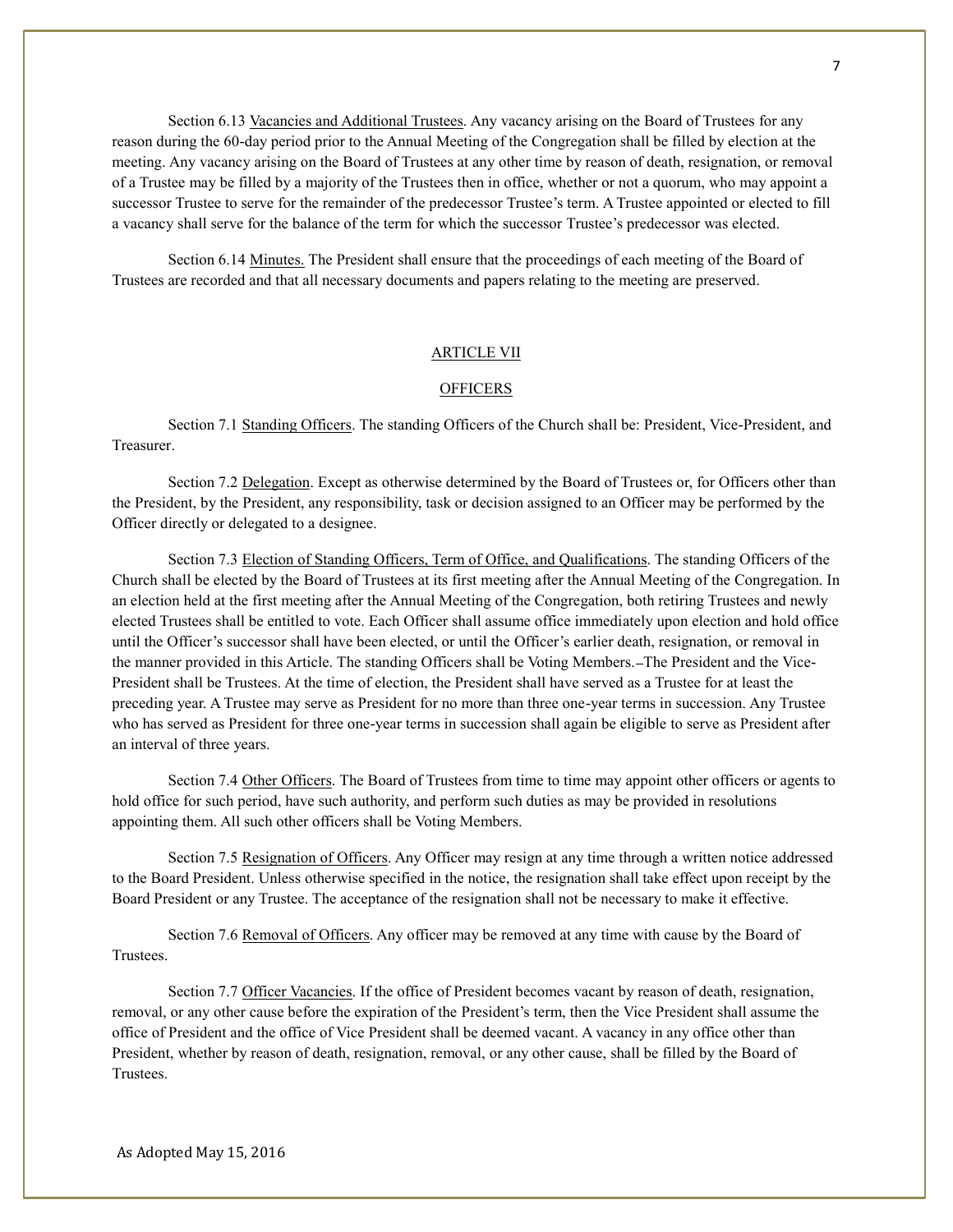Section 6.13 Vacancies and Additional Trustees. Any vacancy arising on the Board of Trustees for any reason during the 60-day period prior to the Annual Meeting of the Congregation shall be filled by election at the meeting. Any vacancy arising on the Board of Trustees at any other time by reason of death, resignation, or removal of a Trustee may be filled by a majority of the Trustees then in office, whether or not a quorum, who may appoint a successor Trustee to serve for the remainder of the predecessor Trustee's term. A Trustee appointed or elected to fill a vacancy shall serve for the balance of the term for which the successor Trustee's predecessor was elected.

Section 6.14 Minutes. The President shall ensure that the proceedings of each meeting of the Board of Trustees are recorded and that all necessary documents and papers relating to the meeting are preserved.

## ARTICLE VII

## OFFICERS

Section 7.1 Standing Officers. The standing Officers of the Church shall be: President, Vice-President, and Treasurer.

Section 7.2 Delegation. Except as otherwise determined by the Board of Trustees or, for Officers other than the President, by the President, any responsibility, task or decision assigned to an Officer may be performed by the Officer directly or delegated to a designee.

Section 7.3 Election of Standing Officers, Term of Office, and Qualifications. The standing Officers of the Church shall be elected by the Board of Trustees at its first meeting after the Annual Meeting of the Congregation. In an election held at the first meeting after the Annual Meeting of the Congregation, both retiring Trustees and newly elected Trustees shall be entitled to vote. Each Officer shall assume office immediately upon election and hold office until the Officer's successor shall have been elected, or until the Officer's earlier death, resignation, or removal in the manner provided in this Article. The standing Officers shall be Voting Members. The President and the Vice-President shall be Trustees. At the time of election, the President shall have served as a Trustee for at least the preceding year. A Trustee may serve as President for no more than three one-year terms in succession. Any Trustee who has served as President for three one-year terms in succession shall again be eligible to serve as President after an interval of three years.

Section 7.4 Other Officers. The Board of Trustees from time to time may appoint other officers or agents to hold office for such period, have such authority, and perform such duties as may be provided in resolutions appointing them. All such other officers shall be Voting Members.

Section 7.5 Resignation of Officers. Any Officer may resign at any time through a written notice addressed to the Board President. Unless otherwise specified in the notice, the resignation shall take effect upon receipt by the Board President or any Trustee. The acceptance of the resignation shall not be necessary to make it effective.

Section 7.6 Removal of Officers. Any officer may be removed at any time with cause by the Board of Trustees.

Section 7.7 Officer Vacancies. If the office of President becomes vacant by reason of death, resignation, removal, or any other cause before the expiration of the President's term, then the Vice President shall assume the office of President and the office of Vice President shall be deemed vacant. A vacancy in any office other than President, whether by reason of death, resignation, removal, or any other cause, shall be filled by the Board of Trustees.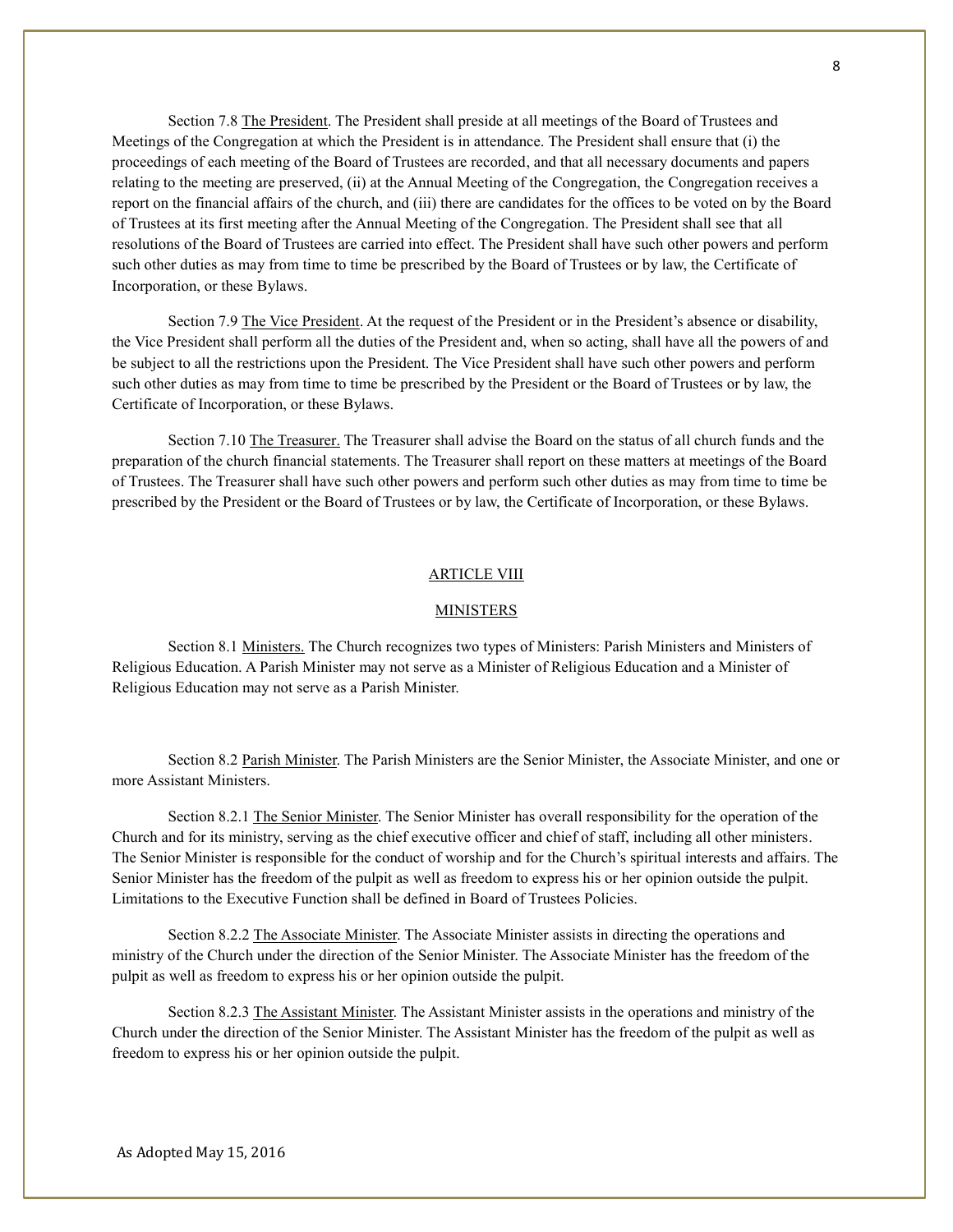Section 7.8 The President. The President shall preside at all meetings of the Board of Trustees and Meetings of the Congregation at which the President is in attendance. The President shall ensure that (i) the proceedings of each meeting of the Board of Trustees are recorded, and that all necessary documents and papers relating to the meeting are preserved, (ii) at the Annual Meeting of the Congregation, the Congregation receives a report on the financial affairs of the church, and (iii) there are candidates for the offices to be voted on by the Board of Trustees at its first meeting after the Annual Meeting of the Congregation. The President shall see that all resolutions of the Board of Trustees are carried into effect. The President shall have such other powers and perform such other duties as may from time to time be prescribed by the Board of Trustees or by law, the Certificate of Incorporation, or these Bylaws.

Section 7.9 The Vice President. At the request of the President or in the President's absence or disability, the Vice President shall perform all the duties of the President and, when so acting, shall have all the powers of and be subject to all the restrictions upon the President. The Vice President shall have such other powers and perform such other duties as may from time to time be prescribed by the President or the Board of Trustees or by law, the Certificate of Incorporation, or these Bylaws.

Section 7.10 The Treasurer. The Treasurer shall advise the Board on the status of all church funds and the preparation of the church financial statements. The Treasurer shall report on these matters at meetings of the Board of Trustees. The Treasurer shall have such other powers and perform such other duties as may from time to time be prescribed by the President or the Board of Trustees or by law, the Certificate of Incorporation, or these Bylaws.

## ARTICLE VIII

## MINISTERS

Section 8.1 Ministers. The Church recognizes two types of Ministers: Parish Ministers and Ministers of Religious Education. A Parish Minister may not serve as a Minister of Religious Education and a Minister of Religious Education may not serve as a Parish Minister.

Section 8.2 Parish Minister. The Parish Ministers are the Senior Minister, the Associate Minister, and one or more Assistant Ministers.

Section 8.2.1 The Senior Minister. The Senior Minister has overall responsibility for the operation of the Church and for its ministry, serving as the chief executive officer and chief of staff, including all other ministers. The Senior Minister is responsible for the conduct of worship and for the Church's spiritual interests and affairs. The Senior Minister has the freedom of the pulpit as well as freedom to express his or her opinion outside the pulpit. Limitations to the Executive Function shall be defined in Board of Trustees Policies.

Section 8.2.2 The Associate Minister. The Associate Minister assists in directing the operations and ministry of the Church under the direction of the Senior Minister. The Associate Minister has the freedom of the pulpit as well as freedom to express his or her opinion outside the pulpit.

Section 8.2.3 The Assistant Minister. The Assistant Minister assists in the operations and ministry of the Church under the direction of the Senior Minister. The Assistant Minister has the freedom of the pulpit as well as freedom to express his or her opinion outside the pulpit.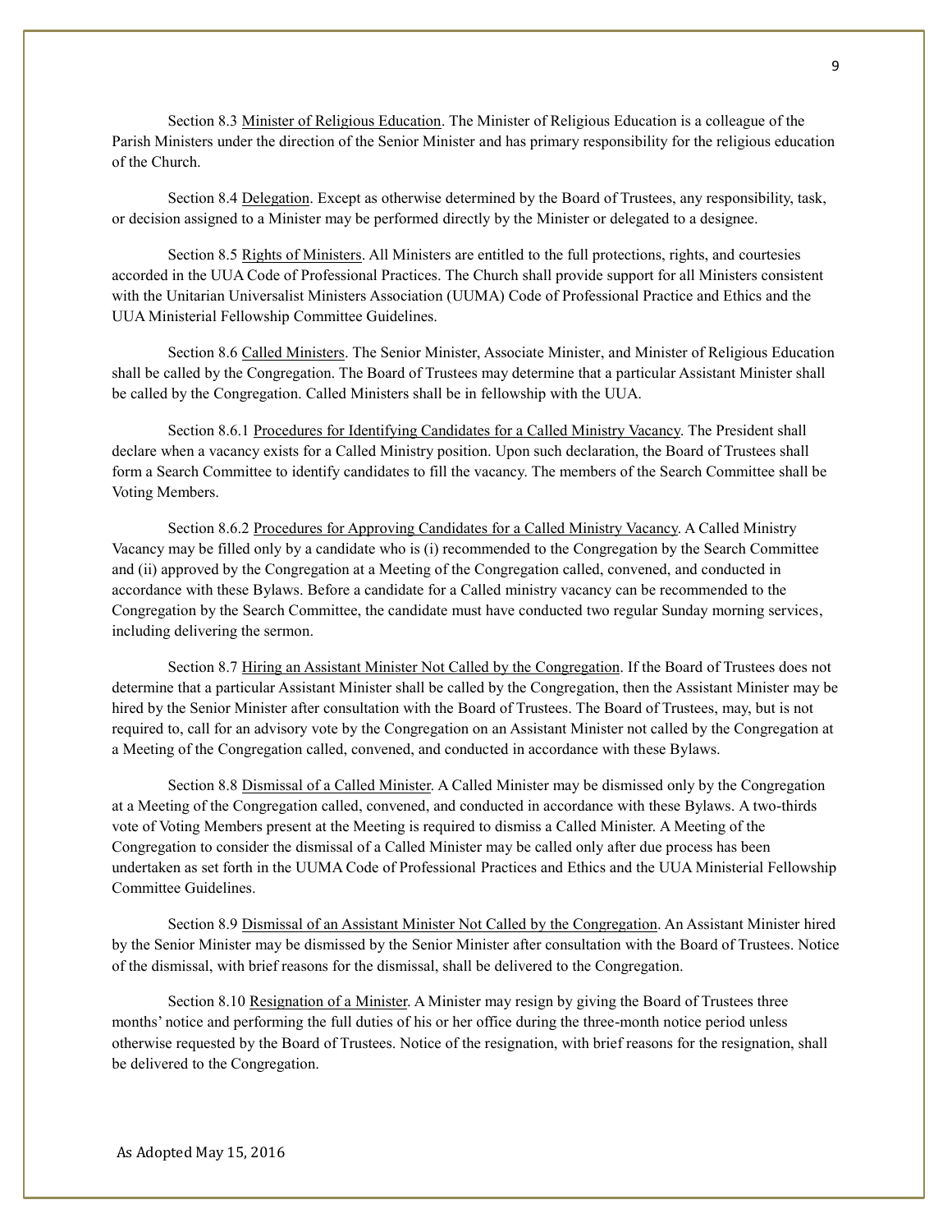Section 8.3 Minister of Religious Education. The Minister of Religious Education is a colleague of the Parish Ministers under the direction of the Senior Minister and has primary responsibility for the religious education of the Church.

Section 8.4 Delegation. Except as otherwise determined by the Board of Trustees, any responsibility, task, or decision assigned to a Minister may be performed directly by the Minister or delegated to a designee.

Section 8.5 Rights of Ministers. All Ministers are entitled to the full protections, rights, and courtesies accorded in the UUA Code of Professional Practices. The Church shall provide support for all Ministers consistent with the Unitarian Universalist Ministers Association (UUMA) Code of Professional Practice and Ethics and the UUA Ministerial Fellowship Committee Guidelines.

Section 8.6 Called Ministers. The Senior Minister, Associate Minister, and Minister of Religious Education shall be called by the Congregation. The Board of Trustees may determine that a particular Assistant Minister shall be called by the Congregation. Called Ministers shall be in fellowship with the UUA.

Section 8.6.1 Procedures for Identifying Candidates for a Called Ministry Vacancy. The President shall declare when a vacancy exists for a Called Ministry position. Upon such declaration, the Board of Trustees shall form a Search Committee to identify candidates to fill the vacancy. The members of the Search Committee shall be Voting Members.

Section 8.6.2 Procedures for Approving Candidates for a Called Ministry Vacancy. A Called Ministry Vacancy may be filled only by a candidate who is (i) recommended to the Congregation by the Search Committee and (ii) approved by the Congregation at a Meeting of the Congregation called, convened, and conducted in accordance with these Bylaws. Before a candidate for a Called ministry vacancy can be recommended to the Congregation by the Search Committee, the candidate must have conducted two regular Sunday morning services, including delivering the sermon.

Section 8.7 Hiring an Assistant Minister Not Called by the Congregation. If the Board of Trustees does not determine that a particular Assistant Minister shall be called by the Congregation, then the Assistant Minister may be hired by the Senior Minister after consultation with the Board of Trustees. The Board of Trustees, may, but is not required to, call for an advisory vote by the Congregation on an Assistant Minister not called by the Congregation at a Meeting of the Congregation called, convened, and conducted in accordance with these Bylaws.

Section 8.8 Dismissal of a Called Minister. A Called Minister may be dismissed only by the Congregation at a Meeting of the Congregation called, convened, and conducted in accordance with these Bylaws. A two-thirds vote of Voting Members present at the Meeting is required to dismiss a Called Minister. A Meeting of the Congregation to consider the dismissal of a Called Minister may be called only after due process has been undertaken as set forth in the UUMA Code of Professional Practices and Ethics and the UUA Ministerial Fellowship Committee Guidelines.

Section 8.9 Dismissal of an Assistant Minister Not Called by the Congregation. An Assistant Minister hired by the Senior Minister may be dismissed by the Senior Minister after consultation with the Board of Trustees. Notice of the dismissal, with brief reasons for the dismissal, shall be delivered to the Congregation.

Section 8.10 Resignation of a Minister. A Minister may resign by giving the Board of Trustees three months' notice and performing the full duties of his or her office during the three-month notice period unless otherwise requested by the Board of Trustees. Notice of the resignation, with brief reasons for the resignation, shall be delivered to the Congregation.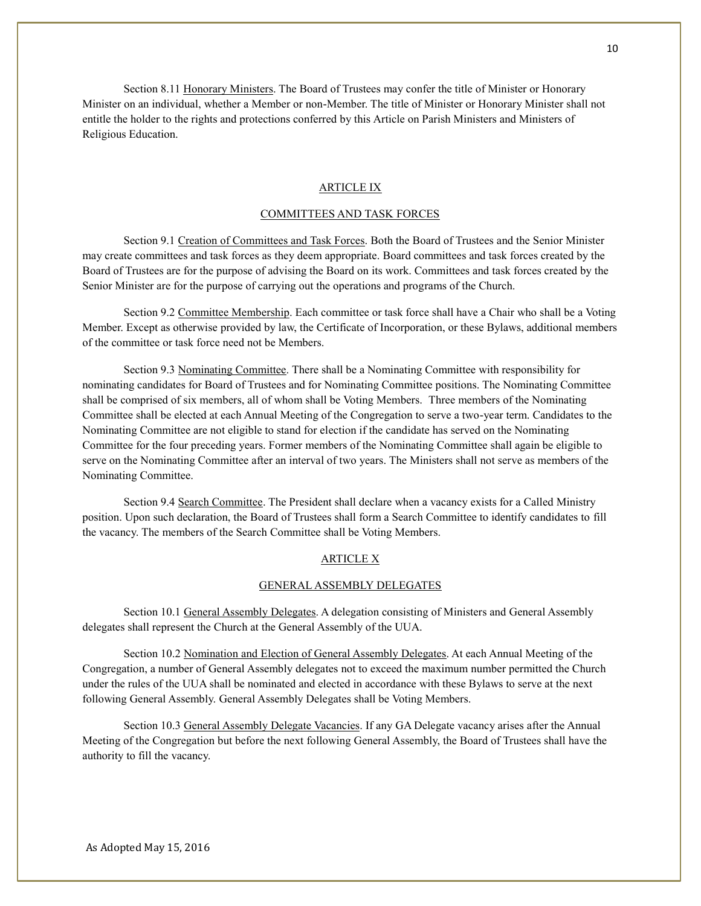Section 8.11 Honorary Ministers. The Board of Trustees may confer the title of Minister or Honorary Minister on an individual, whether a Member or non-Member. The title of Minister or Honorary Minister shall not entitle the holder to the rights and protections conferred by this Article on Parish Ministers and Ministers of Religious Education.

## ARTICLE IX

## COMMITTEES AND TASK FORCES

Section 9.1 Creation of Committees and Task Forces. Both the Board of Trustees and the Senior Minister may create committees and task forces as they deem appropriate. Board committees and task forces created by the Board of Trustees are for the purpose of advising the Board on its work. Committees and task forces created by the Senior Minister are for the purpose of carrying out the operations and programs of the Church.

Section 9.2 Committee Membership. Each committee or task force shall have a Chair who shall be a Voting Member. Except as otherwise provided by law, the Certificate of Incorporation, or these Bylaws, additional members of the committee or task force need not be Members.

Section 9.3 Nominating Committee. There shall be a Nominating Committee with responsibility for nominating candidates for Board of Trustees and for Nominating Committee positions. The Nominating Committee shall be comprised of six members, all of whom shall be Voting Members. Three members of the Nominating Committee shall be elected at each Annual Meeting of the Congregation to serve a two-year term. Candidates to the Nominating Committee are not eligible to stand for election if the candidate has served on the Nominating Committee for the four preceding years. Former members of the Nominating Committee shall again be eligible to serve on the Nominating Committee after an interval of two years. The Ministers shall not serve as members of the Nominating Committee.

Section 9.4 Search Committee. The President shall declare when a vacancy exists for a Called Ministry position. Upon such declaration, the Board of Trustees shall form a Search Committee to identify candidates to fill the vacancy. The members of the Search Committee shall be Voting Members.

## ARTICLE X

## GENERAL ASSEMBLY DELEGATES

Section 10.1 General Assembly Delegates. A delegation consisting of Ministers and General Assembly delegates shall represent the Church at the General Assembly of the UUA.

Section 10.2 Nomination and Election of General Assembly Delegates. At each Annual Meeting of the Congregation, a number of General Assembly delegates not to exceed the maximum number permitted the Church under the rules of the UUA shall be nominated and elected in accordance with these Bylaws to serve at the next following General Assembly. General Assembly Delegates shall be Voting Members.

Section 10.3 General Assembly Delegate Vacancies. If any GA Delegate vacancy arises after the Annual Meeting of the Congregation but before the next following General Assembly, the Board of Trustees shall have the authority to fill the vacancy.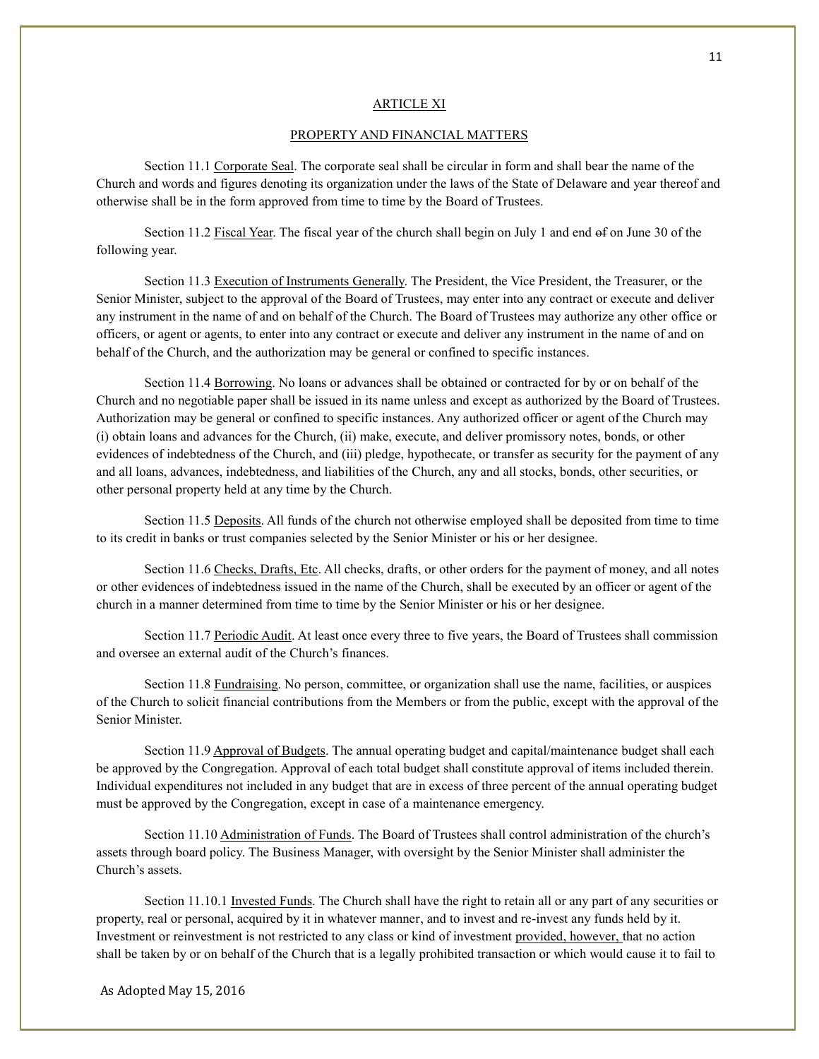## ARTICLE XI

## PROPERTY AND FINANCIAL MATTERS

Section 11.1 Corporate Seal. The corporate seal shall be circular in form and shall bear the name of the Church and words and figures denoting its organization under the laws of the State of Delaware and year thereof and otherwise shall be in the form approved from time to time by the Board of Trustees.

Section 11.2 Fiscal Year. The fiscal year of the church shall begin on July 1 and end ~~of~~ on June 30 of the following year.

Section 11.3 Execution of Instruments Generally. The President, the Vice President, the Treasurer, or the Senior Minister, subject to the approval of the Board of Trustees, may enter into any contract or execute and deliver any instrument in the name of and on behalf of the Church. The Board of Trustees may authorize any other office or officers, or agent or agents, to enter into any contract or execute and deliver any instrument in the name of and on behalf of the Church, and the authorization may be general or confined to specific instances.

Section 11.4 Borrowing. No loans or advances shall be obtained or contracted for by or on behalf of the Church and no negotiable paper shall be issued in its name unless and except as authorized by the Board of Trustees. Authorization may be general or confined to specific instances. Any authorized officer or agent of the Church may (i) obtain loans and advances for the Church, (ii) make, execute, and deliver promissory notes, bonds, or other evidences of indebtedness of the Church, and (iii) pledge, hypothecate, or transfer as security for the payment of any and all loans, advances, indebtedness, and liabilities of the Church, any and all stocks, bonds, other securities, or other personal property held at any time by the Church.

Section 11.5 Deposits. All funds of the church not otherwise employed shall be deposited from time to time to its credit in banks or trust companies selected by the Senior Minister or his or her designee.

Section 11.6 Checks, Drafts, Etc. All checks, drafts, or other orders for the payment of money, and all notes or other evidences of indebtedness issued in the name of the Church, shall be executed by an officer or agent of the church in a manner determined from time to time by the Senior Minister or his or her designee.

Section 11.7 Periodic Audit. At least once every three to five years, the Board of Trustees shall commission and oversee an external audit of the Church's finances.

Section 11.8 Fundraising. No person, committee, or organization shall use the name, facilities, or auspices of the Church to solicit financial contributions from the Members or from the public, except with the approval of the Senior Minister.

Section 11.9 Approval of Budgets. The annual operating budget and capital/maintenance budget shall each be approved by the Congregation. Approval of each total budget shall constitute approval of items included therein. Individual expenditures not included in any budget that are in excess of three percent of the annual operating budget must be approved by the Congregation, except in case of a maintenance emergency.

Section 11.10 Administration of Funds. The Board of Trustees shall control administration of the church's assets through board policy. The Business Manager, with oversight by the Senior Minister shall administer the Church's assets.

Section 11.10.1 Invested Funds. The Church shall have the right to retain all or any part of any securities or property, real or personal, acquired by it in whatever manner, and to invest and re-invest any funds held by it. Investment or reinvestment is not restricted to any class or kind of investment provided, however, that no action shall be taken by or on behalf of the Church that is a legally prohibited transaction or which would cause it to fail to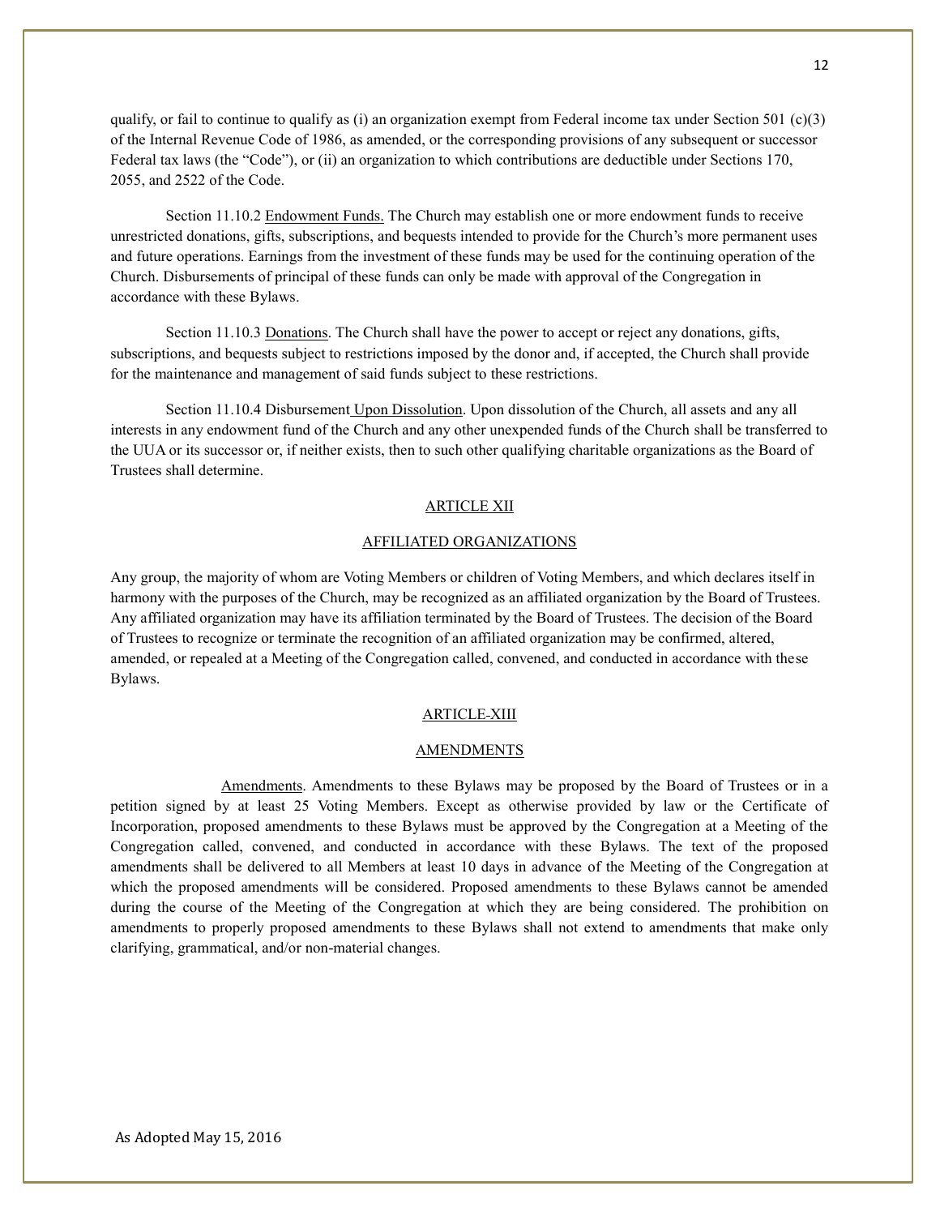qualify, or fail to continue to qualify as (i) an organization exempt from Federal income tax under Section 501 (c)(3) of the Internal Revenue Code of 1986, as amended, or the corresponding provisions of any subsequent or successor Federal tax laws (the "Code"), or (ii) an organization to which contributions are deductible under Sections 170, 2055, and 2522 of the Code.

Section 11.10.2 Endowment Funds. The Church may establish one or more endowment funds to receive unrestricted donations, gifts, subscriptions, and bequests intended to provide for the Church's more permanent uses and future operations. Earnings from the investment of these funds may be used for the continuing operation of the Church. Disbursements of principal of these funds can only be made with approval of the Congregation in accordance with these Bylaws.

Section 11.10.3 Donations. The Church shall have the power to accept or reject any donations, gifts, subscriptions, and bequests subject to restrictions imposed by the donor and, if accepted, the Church shall provide for the maintenance and management of said funds subject to these restrictions.

Section 11.10.4 Disbursement Upon Dissolution. Upon dissolution of the Church, all assets and any all interests in any endowment fund of the Church and any other unexpended funds of the Church shall be transferred to the UUA or its successor or, if neither exists, then to such other qualifying charitable organizations as the Board of Trustees shall determine.

## ARTICLE XII

## AFFILIATED ORGANIZATIONS

Any group, the majority of whom are Voting Members or children of Voting Members, and which declares itself in harmony with the purposes of the Church, may be recognized as an affiliated organization by the Board of Trustees. Any affiliated organization may have its affiliation terminated by the Board of Trustees. The decision of the Board of Trustees to recognize or terminate the recognition of an affiliated organization may be confirmed, altered, amended, or repealed at a Meeting of the Congregation called, convened, and conducted in accordance with these Bylaws.

## ARTICLE XIII

## AMENDMENTS

Amendments. Amendments to these Bylaws may be proposed by the Board of Trustees or in a petition signed by at least 25 Voting Members. Except as otherwise provided by law or the Certificate of Incorporation, proposed amendments to these Bylaws must be approved by the Congregation at a Meeting of the Congregation called, convened, and conducted in accordance with these Bylaws. The text of the proposed amendments shall be delivered to all Members at least 10 days in advance of the Meeting of the Congregation at which the proposed amendments will be considered. Proposed amendments to these Bylaws cannot be amended during the course of the Meeting of the Congregation at which they are being considered. The prohibition on amendments to properly proposed amendments to these Bylaws shall not extend to amendments that make only clarifying, grammatical, and/or non-material changes.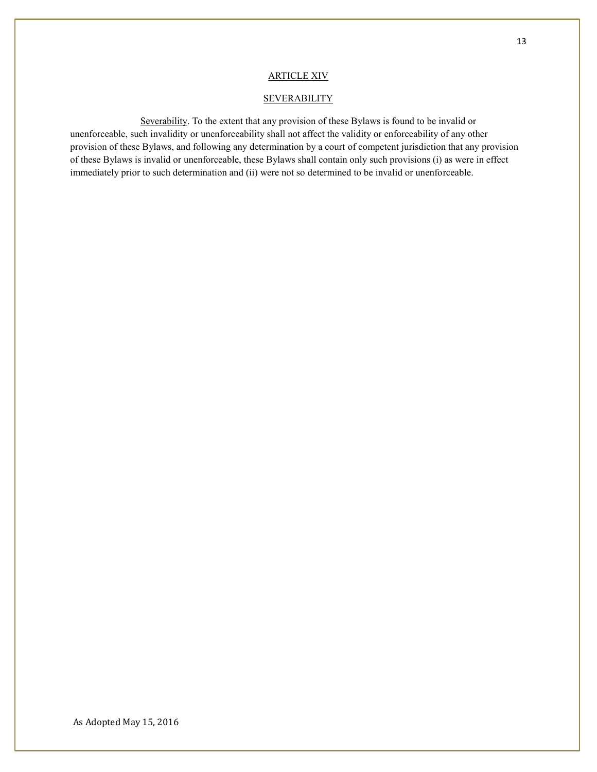## ARTICLE XIV

## SEVERABILITY

Severability. To the extent that any provision of these Bylaws is found to be invalid or unenforceable, such invalidity or unenforceability shall not affect the validity or enforceability of any other provision of these Bylaws, and following any determination by a court of competent jurisdiction that any provision of these Bylaws is invalid or unenforceable, these Bylaws shall contain only such provisions (i) as were in effect immediately prior to such determination and (ii) were not so determined to be invalid or unenforceable.